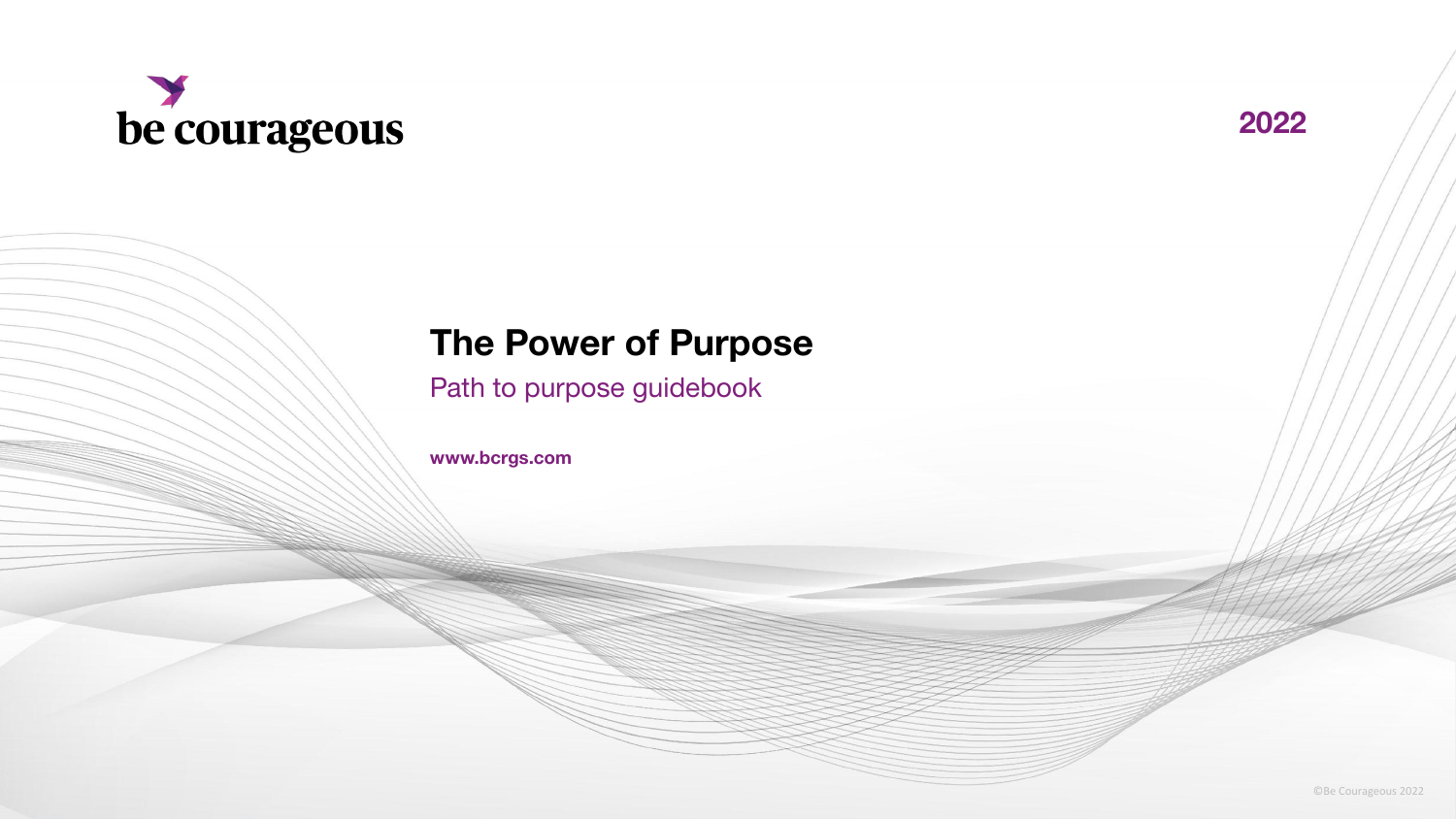be courageous

2022

# The Power of Purpose

Path to purpose guidebook

**www.bcrgs.com**

©Be Courageous 2022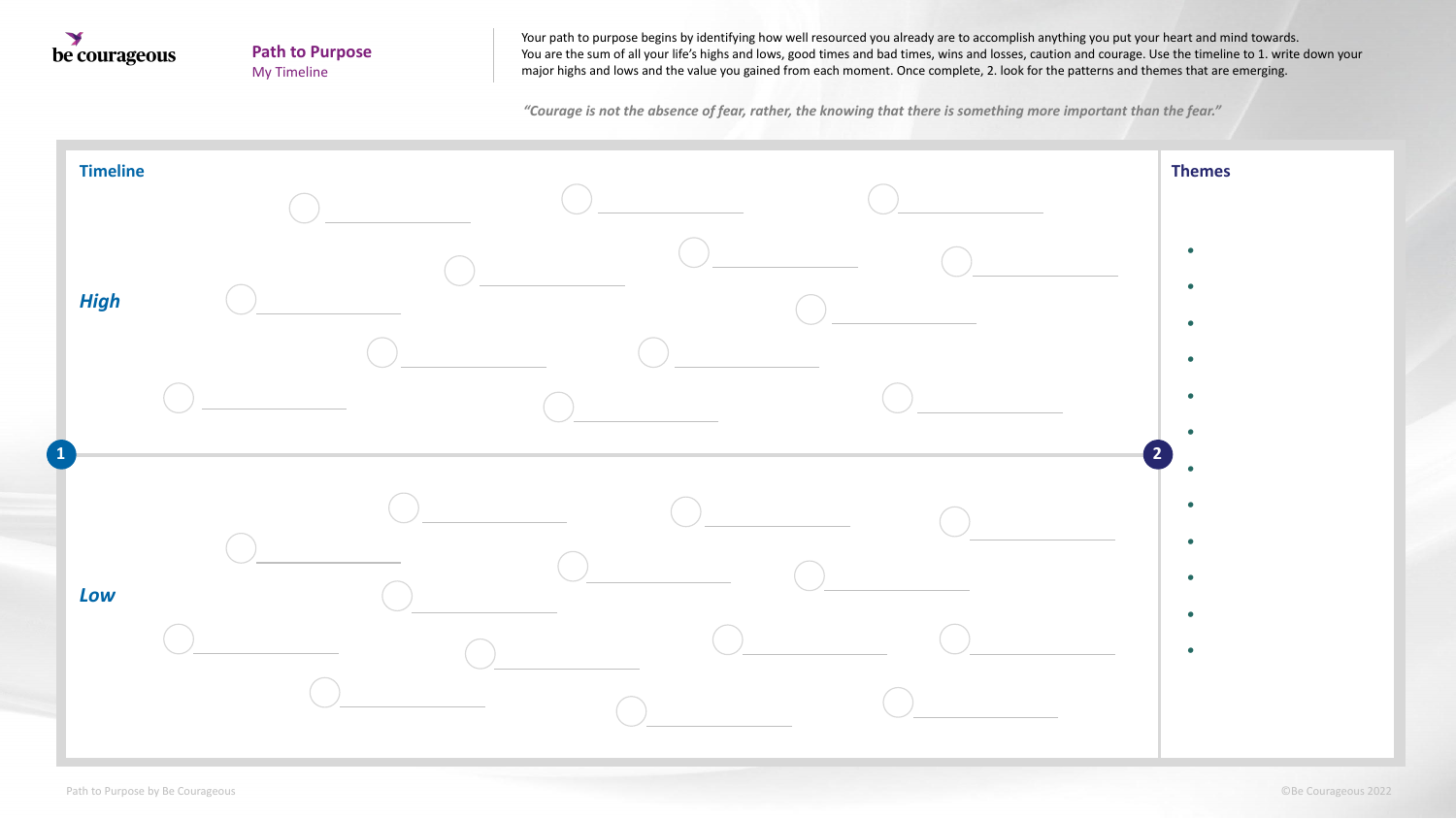be courageous

## Path to Purpose
My Timeline

Your path to purpose begins by identifying how well resourced you already are to accomplish anything you put your heart and mind towards. You are the sum of all your life's highs and lows, good times and bad times, wins and losses, caution and courage. Use the timeline to 1. write down your major highs and lows and the value you gained from each moment. Once complete, 2. look for the patterns and themes that are emerging.

*"Courage is not the absence of fear, rather, the knowing that there is something more important than the fear."*

### Timeline

***High***

1

2

***Low***

### Themes

- 
- 
- 
- 
- 
- 
- 
- 
- 
- 
- 
- 

Path to Purpose by Be Courageous

©Be Courageous 2022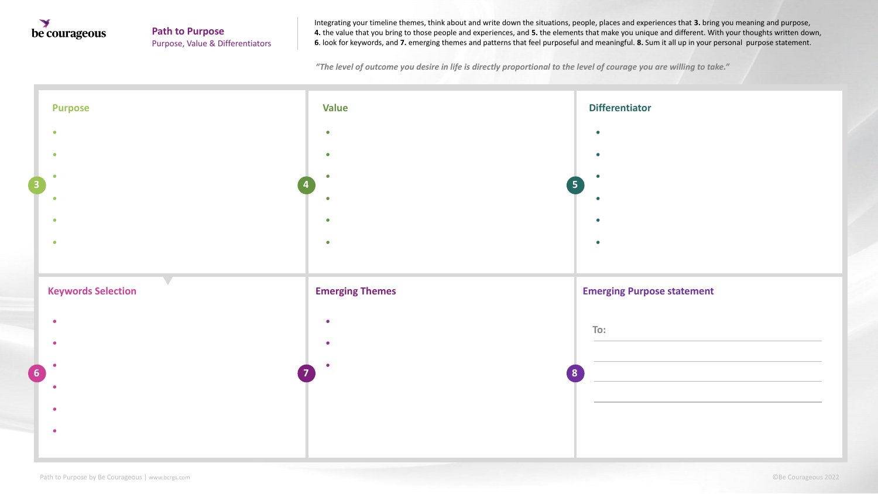be courageous

## Path to Purpose

Purpose, Value & Differentiators

Integrating your timeline themes, think about and write down the situations, people, places and experiences that **3.** bring you meaning and purpose, **4.** the value that you bring to those people and experiences, and **5.** the elements that make you unique and different. With your thoughts written down, **6**. look for keywords, and **7.** emerging themes and patterns that feel purposeful and meaningful. **8.** Sum it all up in your personal purpose statement.

*"The level of outcome you desire in life is directly proportional to the level of courage you are willing to take."*

### 3 Purpose

- 
- 
- 
- 
- 
- 

### 4 Value

- 
- 
- 
- 
- 
- 

### 5 Differentiator

- 
- 
- 
- 
- 
- 

### 6 Keywords Selection

- 
- 
- 
- 
- 
- 

### 7 Emerging Themes

- 
- 
- 

### 8 Emerging Purpose statement

To: ______________________________

______________________________

______________________________

______________________________

Path to Purpose by Be Courageous | www.bcrgs.com

©Be Courageous 2022